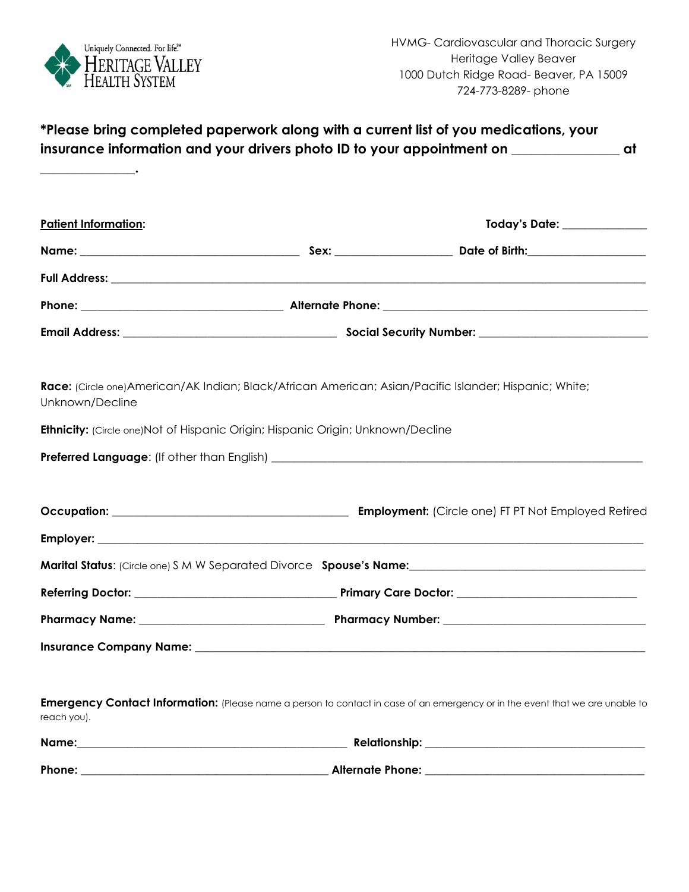Uniquely Connected. For life.℠
HERITAGE VALLEY HEALTH SYSTEM

HVMG- Cardiovascular and Thoracic Surgery
Heritage Valley Beaver
1000 Dutch Ridge Road- Beaver, PA 15009
724-773-8289- phone

**\*Please bring completed paperwork along with a current list of you medications, your insurance information and your drivers photo ID to your appointment on _______________ at _______________.**

**Patient Information:** **Today's Date:** _______________

**Name:** _______________ **Sex:** _______________ **Date of Birth:** _______________

**Full Address:** _______________

**Phone:** _______________ **Alternate Phone:** _______________

**Email Address:** _______________ **Social Security Number:** _______________

**Race:** (Circle one) American/AK Indian; Black/African American; Asian/Pacific Islander; Hispanic; White; Unknown/Decline

**Ethnicity:** (Circle one) Not of Hispanic Origin; Hispanic Origin; Unknown/Decline

**Preferred Language**: (If other than English) _______________

**Occupation:** _______________ **Employment:** (Circle one) FT PT Not Employed Retired

**Employer:** _______________

**Marital Status**: (Circle one) S M W Separated Divorce **Spouse's Name:** _______________

**Referring Doctor:** _______________ **Primary Care Doctor:** _______________

**Pharmacy Name:** _______________ **Pharmacy Number:** _______________

**Insurance Company Name:** _______________

**Emergency Contact Information:** (Please name a person to contact in case of an emergency or in the event that we are unable to reach you).

**Name:** _______________ **Relationship:** _______________

**Phone:** _______________ **Alternate Phone:** _______________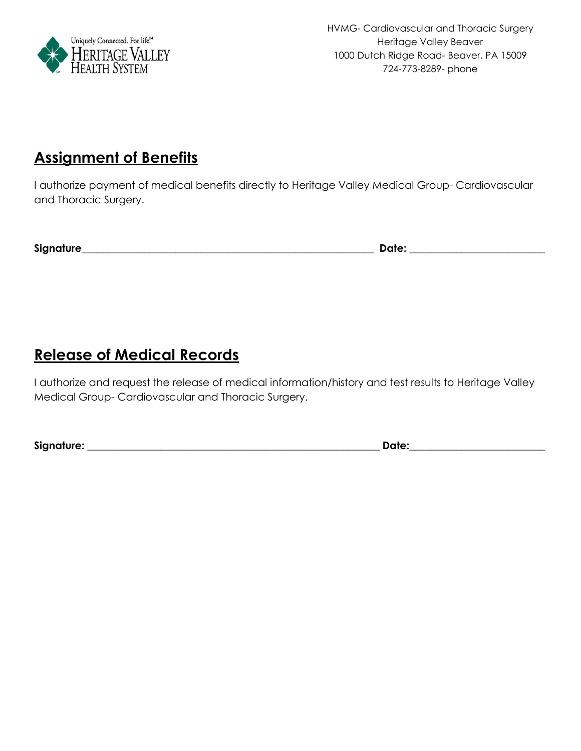Uniquely Connected. For life.℠
HERITAGE VALLEY
HEALTH SYSTEM

HVMG- Cardiovascular and Thoracic Surgery
Heritage Valley Beaver
1000 Dutch Ridge Road- Beaver, PA 15009
724-773-8289- phone

## Assignment of Benefits

I authorize payment of medical benefits directly to Heritage Valley Medical Group- Cardiovascular and Thoracic Surgery.

**Signature**_______________________________________________ **Date:** ______________________

## Release of Medical Records

I authorize and request the release of medical information/history and test results to Heritage Valley Medical Group- Cardiovascular and Thoracic Surgery.

**Signature:** _______________________________________________ **Date:**______________________